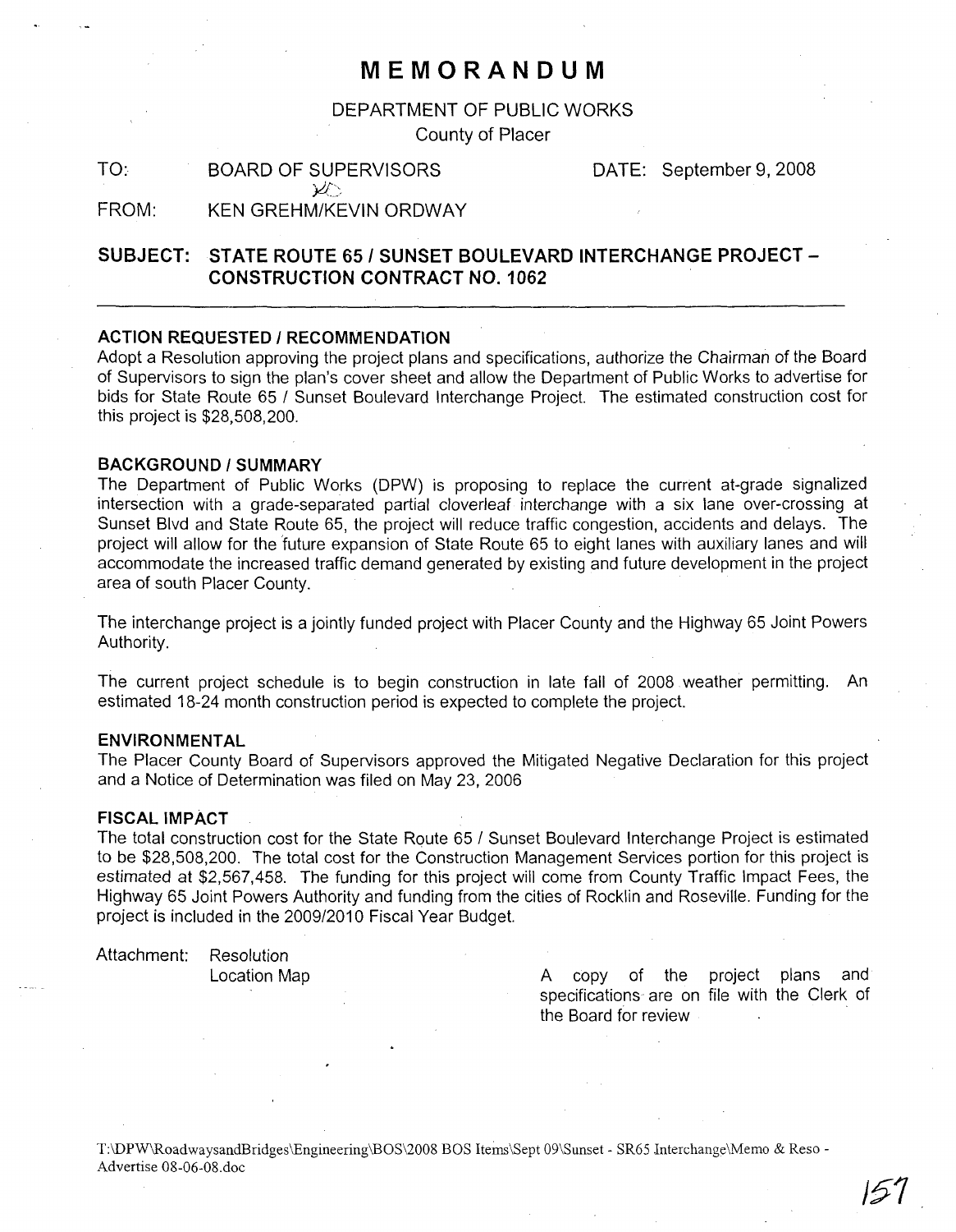# MEMORANDUM

DEPARTMENT OF PUBLIC WORKS
County of Placer

TO: BOARD OF SUPERVISORS DATE: September 9, 2008

FROM: KEN GREHM/KEVIN ORDWAY

## SUBJECT: STATE ROUTE 65 / SUNSET BOULEVARD INTERCHANGE PROJECT – CONSTRUCTION CONTRACT NO. 1062

### ACTION REQUESTED / RECOMMENDATION

Adopt a Resolution approving the project plans and specifications, authorize the Chairman of the Board of Supervisors to sign the plan's cover sheet and allow the Department of Public Works to advertise for bids for State Route 65 / Sunset Boulevard Interchange Project. The estimated construction cost for this project is $28,508,200.

### BACKGROUND / SUMMARY

The Department of Public Works (DPW) is proposing to replace the current at-grade signalized intersection with a grade-separated partial cloverleaf interchange with a six lane over-crossing at Sunset Blvd and State Route 65, the project will reduce traffic congestion, accidents and delays. The project will allow for the future expansion of State Route 65 to eight lanes with auxiliary lanes and will accommodate the increased traffic demand generated by existing and future development in the project area of south Placer County.

The interchange project is a jointly funded project with Placer County and the Highway 65 Joint Powers Authority.

The current project schedule is to begin construction in late fall of 2008 weather permitting. An estimated 18-24 month construction period is expected to complete the project.

### ENVIRONMENTAL

The Placer County Board of Supervisors approved the Mitigated Negative Declaration for this project and a Notice of Determination was filed on May 23, 2006

### FISCAL IMPACT

The total construction cost for the State Route 65 / Sunset Boulevard Interchange Project is estimated to be $28,508,200. The total cost for the Construction Management Services portion for this project is estimated at $2,567,458. The funding for this project will come from County Traffic Impact Fees, the Highway 65 Joint Powers Authority and funding from the cities of Rocklin and Roseville. Funding for the project is included in the 2009/2010 Fiscal Year Budget.

Attachment: Resolution
Location Map

A copy of the project plans and specifications are on file with the Clerk of the Board for review

T:\DPW\RoadwaysandBridges\Engineering\BOS\2008 BOS Items\Sept 09\Sunset - SR65 Interchange\Memo & Reso - Advertise 08-06-08.doc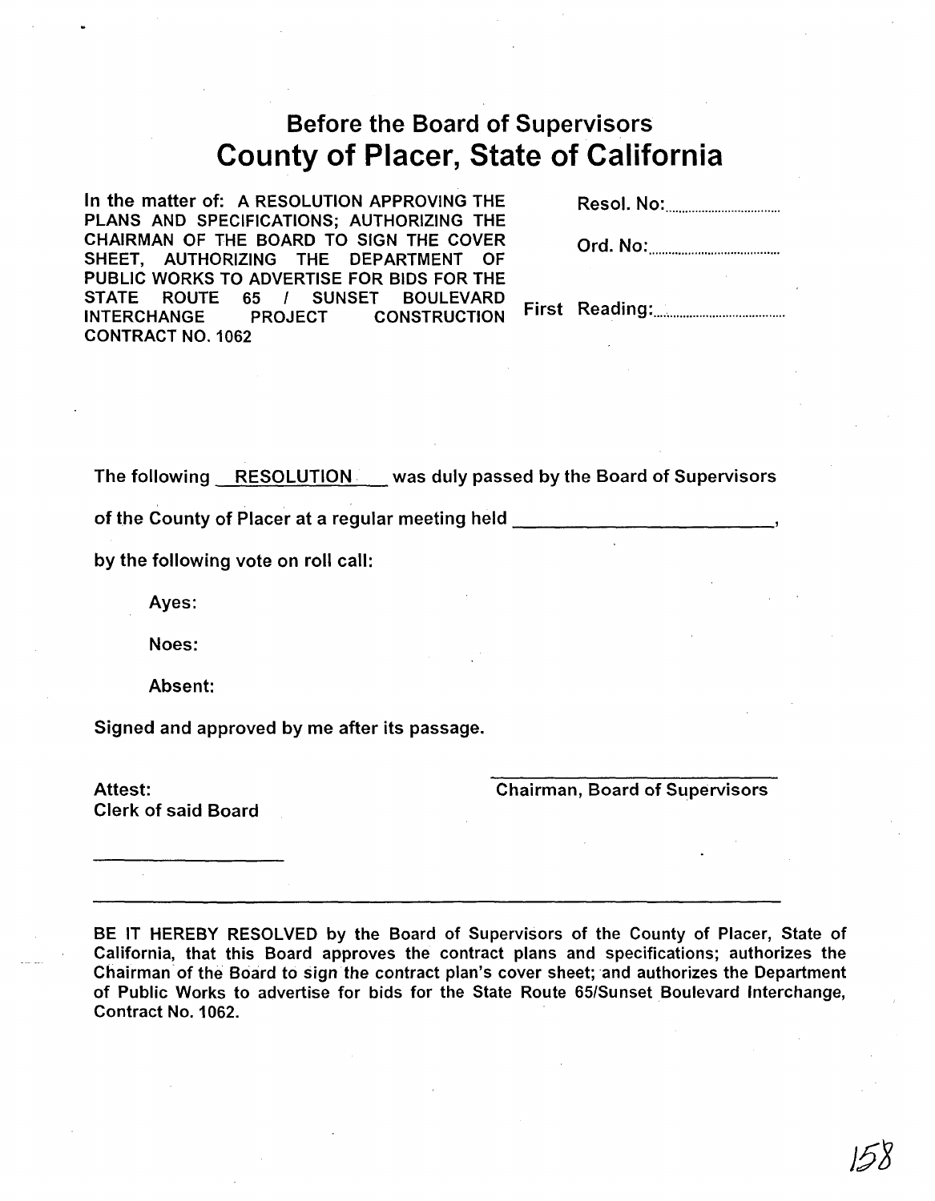# Before the Board of Supervisors
# County of Placer, State of California

In the matter of: A RESOLUTION APPROVING THE PLANS AND SPECIFICATIONS; AUTHORIZING THE CHAIRMAN OF THE BOARD TO SIGN THE COVER SHEET, AUTHORIZING THE DEPARTMENT OF PUBLIC WORKS TO ADVERTISE FOR BIDS FOR THE STATE ROUTE 65 / SUNSET BOULEVARD INTERCHANGE PROJECT CONSTRUCTION CONTRACT NO. 1062

Resol. No:..............................

Ord. No:..............................

First Reading:..............................

The following RESOLUTION was duly passed by the Board of Supervisors of the County of Placer at a regular meeting held ________________________,

by the following vote on roll call:

Ayes:

Noes:

Absent:

Signed and approved by me after its passage.

Attest:
Clerk of said Board

________________

________________________
Chairman, Board of Supervisors

---

BE IT HEREBY RESOLVED by the Board of Supervisors of the County of Placer, State of California, that this Board approves the contract plans and specifications; authorizes the Chairman of the Board to sign the contract plan's cover sheet; and authorizes the Department of Public Works to advertise for bids for the State Route 65/Sunset Boulevard Interchange, Contract No. 1062.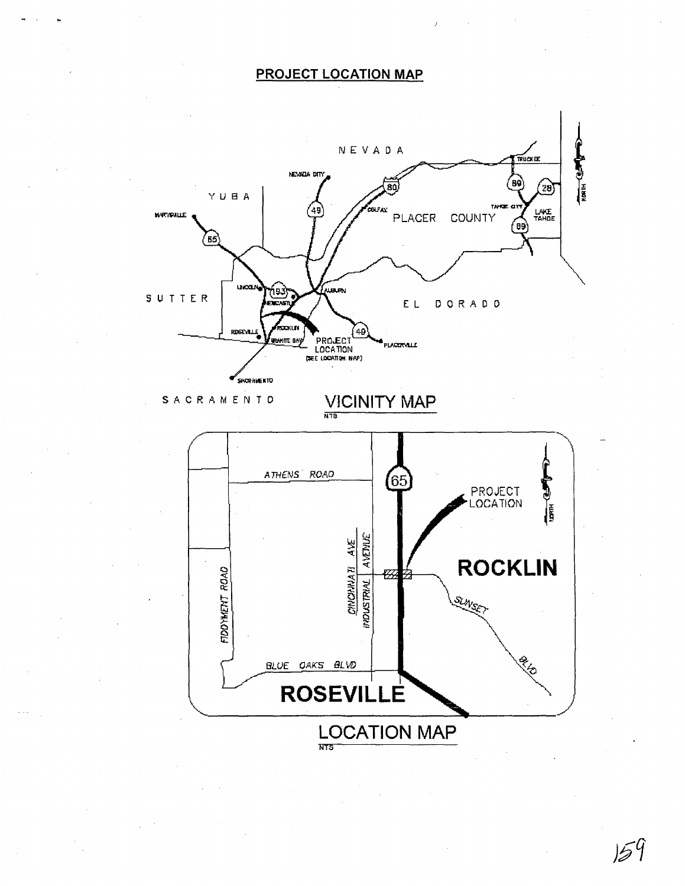## PROJECT LOCATION MAP

NEVADA

YUBA

SUTTER

PLACER COUNTY

EL DORADO

SACRAMENTO

NEVADA CITY

MARYSVILLE

COLFAX

TRUCKEE

TAHOE CITY

LAKE TAHOE

LINCOLN

NEWCASTLE

AUBURN

ROCKLIN

ROSEVILLE

GRANITE BAY

PLACERVILLE

SACRAMENTO

PROJECT LOCATION (SEE LOCATION MAP)

80 49 65 193 89 28

### VICINITY MAP

NTS

ATHENS ROAD

FIDDYMENT ROAD

CINCINNATI AVE

INDUSTRIAL AVENUE

BLUE OAKS BLVD

SUNSET BLVD

65

PROJECT LOCATION

**ROCKLIN**

**ROSEVILLE**

NORTH

### LOCATION MAP

NTS